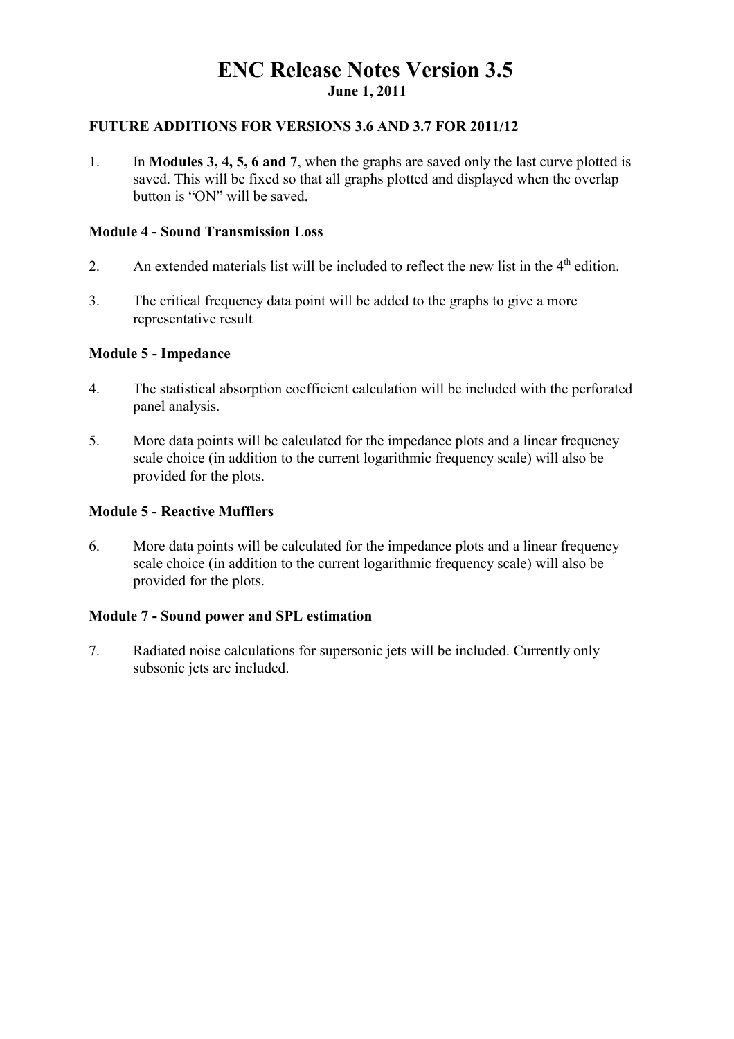# ENC Release Notes Version 3.5

**June 1, 2011**

### FUTURE ADDITIONS FOR VERSIONS 3.6 AND 3.7 FOR 2011/12

1. In **Modules 3, 4, 5, 6 and 7**, when the graphs are saved only the last curve plotted is saved. This will be fixed so that all graphs plotted and displayed when the overlap button is "ON" will be saved.

### Module 4 - Sound Transmission Loss

2. An extended materials list will be included to reflect the new list in the 4th edition.

3. The critical frequency data point will be added to the graphs to give a more representative result

### Module 5 - Impedance

4. The statistical absorption coefficient calculation will be included with the perforated panel analysis.

5. More data points will be calculated for the impedance plots and a linear frequency scale choice (in addition to the current logarithmic frequency scale) will also be provided for the plots.

### Module 5 - Reactive Mufflers

6. More data points will be calculated for the impedance plots and a linear frequency scale choice (in addition to the current logarithmic frequency scale) will also be provided for the plots.

### Module 7 - Sound power and SPL estimation

7. Radiated noise calculations for supersonic jets will be included. Currently only subsonic jets are included.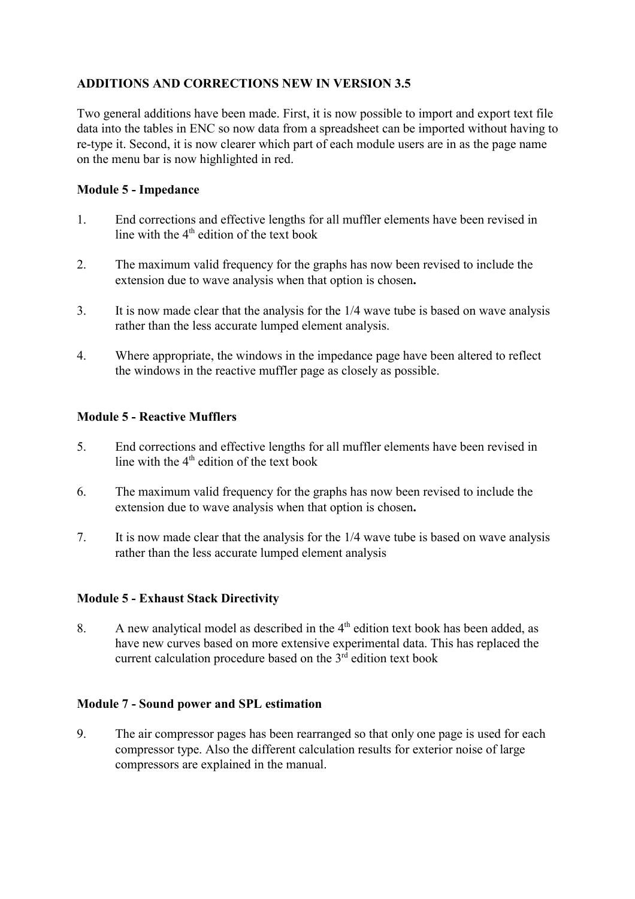**ADDITIONS AND CORRECTIONS NEW IN VERSION 3.5**

Two general additions have been made. First, it is now possible to import and export text file data into the tables in ENC so now data from a spreadsheet can be imported without having to re-type it. Second, it is now clearer which part of each module users are in as the page name on the menu bar is now highlighted in red.

**Module 5 - Impedance**

1. End corrections and effective lengths for all muffler elements have been revised in line with the 4th edition of the text book

2. The maximum valid frequency for the graphs has now been revised to include the extension due to wave analysis when that option is chosen**.**

3. It is now made clear that the analysis for the 1/4 wave tube is based on wave analysis rather than the less accurate lumped element analysis.

4. Where appropriate, the windows in the impedance page have been altered to reflect the windows in the reactive muffler page as closely as possible.

**Module 5 - Reactive Mufflers**

5. End corrections and effective lengths for all muffler elements have been revised in line with the 4th edition of the text book

6. The maximum valid frequency for the graphs has now been revised to include the extension due to wave analysis when that option is chosen**.**

7. It is now made clear that the analysis for the 1/4 wave tube is based on wave analysis rather than the less accurate lumped element analysis

**Module 5 - Exhaust Stack Directivity**

8. A new analytical model as described in the 4th edition text book has been added, as have new curves based on more extensive experimental data. This has replaced the current calculation procedure based on the 3rd edition text book

**Module 7 - Sound power and SPL estimation**

9. The air compressor pages has been rearranged so that only one page is used for each compressor type. Also the different calculation results for exterior noise of large compressors are explained in the manual.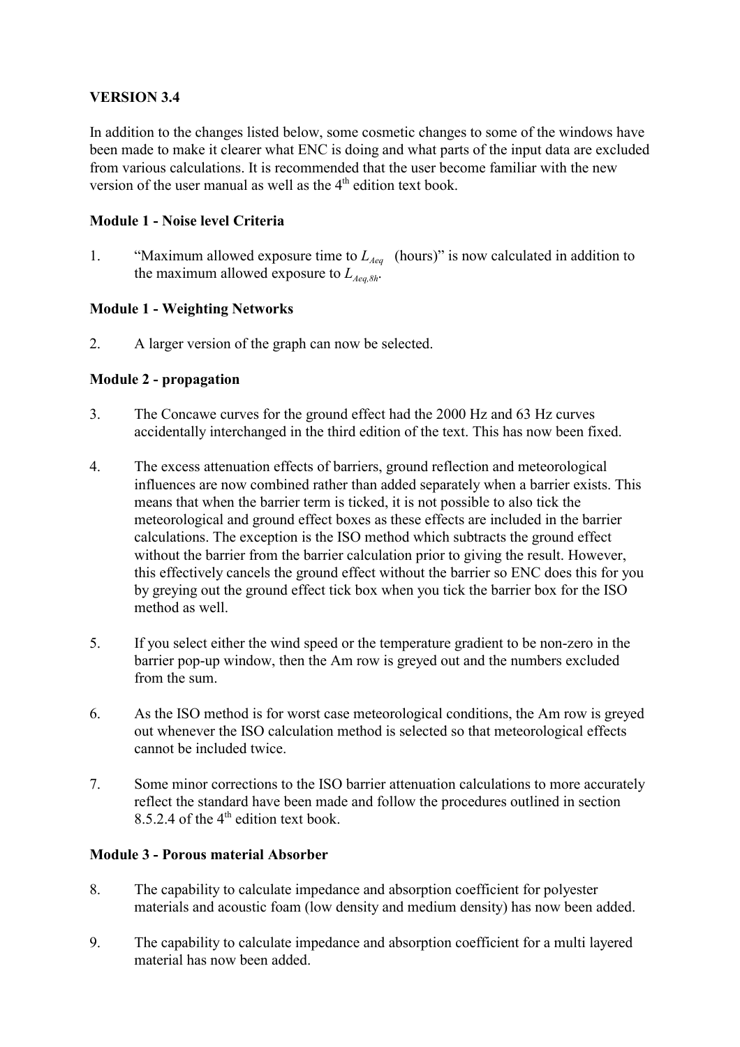**VERSION 3.4**

In addition to the changes listed below, some cosmetic changes to some of the windows have been made to make it clearer what ENC is doing and what parts of the input data are excluded from various calculations. It is recommended that the user become familiar with the new version of the user manual as well as the 4th edition text book.

**Module 1 - Noise level Criteria**

1. "Maximum allowed exposure time to $L_{Aeq}$ (hours)" is now calculated in addition to the maximum allowed exposure to $L_{Aeq,8h}$.

**Module 1 - Weighting Networks**

2. A larger version of the graph can now be selected.

**Module 2 - propagation**

3. The Concawe curves for the ground effect had the 2000 Hz and 63 Hz curves accidentally interchanged in the third edition of the text. This has now been fixed.

4. The excess attenuation effects of barriers, ground reflection and meteorological influences are now combined rather than added separately when a barrier exists. This means that when the barrier term is ticked, it is not possible to also tick the meteorological and ground effect boxes as these effects are included in the barrier calculations. The exception is the ISO method which subtracts the ground effect without the barrier from the barrier calculation prior to giving the result. However, this effectively cancels the ground effect without the barrier so ENC does this for you by greying out the ground effect tick box when you tick the barrier box for the ISO method as well.

5. If you select either the wind speed or the temperature gradient to be non-zero in the barrier pop-up window, then the Am row is greyed out and the numbers excluded from the sum.

6. As the ISO method is for worst case meteorological conditions, the Am row is greyed out whenever the ISO calculation method is selected so that meteorological effects cannot be included twice.

7. Some minor corrections to the ISO barrier attenuation calculations to more accurately reflect the standard have been made and follow the procedures outlined in section 8.5.2.4 of the 4th edition text book.

**Module 3 - Porous material Absorber**

8. The capability to calculate impedance and absorption coefficient for polyester materials and acoustic foam (low density and medium density) has now been added.

9. The capability to calculate impedance and absorption coefficient for a multi layered material has now been added.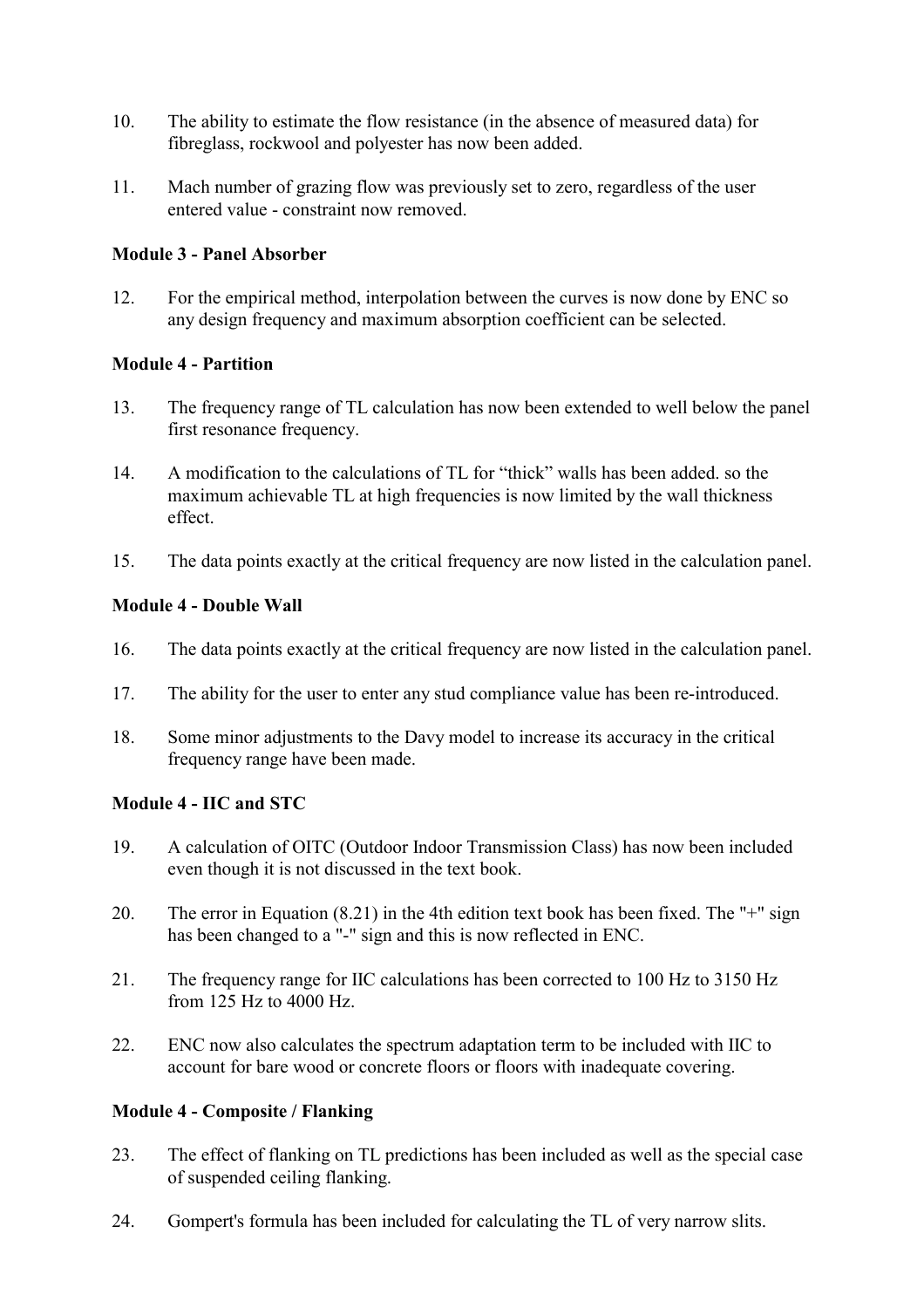10. The ability to estimate the flow resistance (in the absence of measured data) for fibreglass, rockwool and polyester has now been added.

11. Mach number of grazing flow was previously set to zero, regardless of the user entered value - constraint now removed.

**Module 3 - Panel Absorber**

12. For the empirical method, interpolation between the curves is now done by ENC so any design frequency and maximum absorption coefficient can be selected.

**Module 4 - Partition**

13. The frequency range of TL calculation has now been extended to well below the panel first resonance frequency.

14. A modification to the calculations of TL for "thick" walls has been added. so the maximum achievable TL at high frequencies is now limited by the wall thickness effect.

15. The data points exactly at the critical frequency are now listed in the calculation panel.

**Module 4 - Double Wall**

16. The data points exactly at the critical frequency are now listed in the calculation panel.

17. The ability for the user to enter any stud compliance value has been re-introduced.

18. Some minor adjustments to the Davy model to increase its accuracy in the critical frequency range have been made.

**Module 4 - IIC and STC**

19. A calculation of OITC (Outdoor Indoor Transmission Class) has now been included even though it is not discussed in the text book.

20. The error in Equation (8.21) in the 4th edition text book has been fixed. The "+" sign has been changed to a "-" sign and this is now reflected in ENC.

21. The frequency range for IIC calculations has been corrected to 100 Hz to 3150 Hz from 125 Hz to 4000 Hz.

22. ENC now also calculates the spectrum adaptation term to be included with IIC to account for bare wood or concrete floors or floors with inadequate covering.

**Module 4 - Composite / Flanking**

23. The effect of flanking on TL predictions has been included as well as the special case of suspended ceiling flanking.

24. Gompert's formula has been included for calculating the TL of very narrow slits.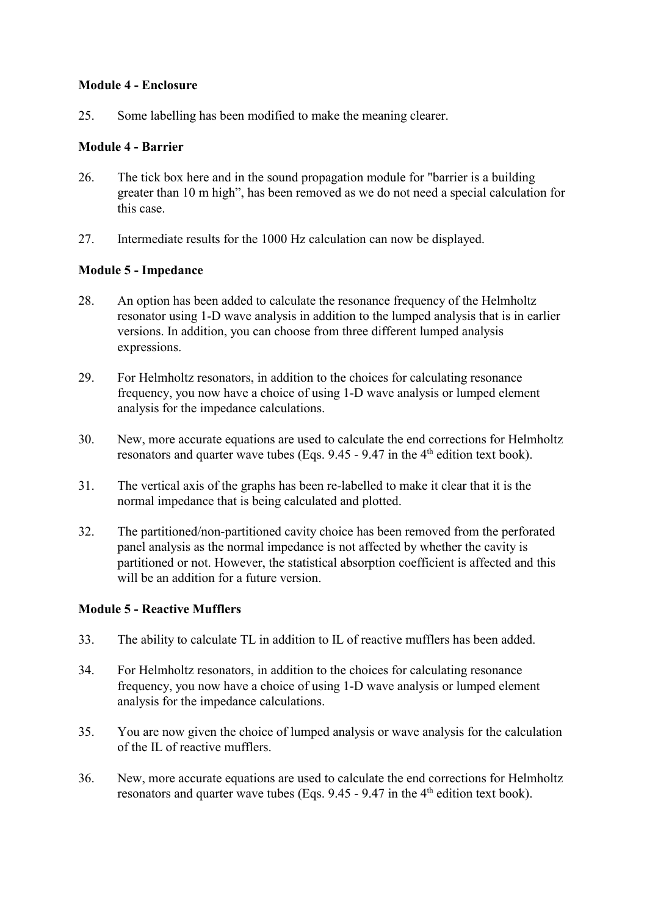**Module 4 - Enclosure**

25. Some labelling has been modified to make the meaning clearer.

**Module 4 - Barrier**

26. The tick box here and in the sound propagation module for "barrier is a building greater than 10 m high", has been removed as we do not need a special calculation for this case.

27. Intermediate results for the 1000 Hz calculation can now be displayed.

**Module 5 - Impedance**

28. An option has been added to calculate the resonance frequency of the Helmholtz resonator using 1-D wave analysis in addition to the lumped analysis that is in earlier versions. In addition, you can choose from three different lumped analysis expressions.

29. For Helmholtz resonators, in addition to the choices for calculating resonance frequency, you now have a choice of using 1-D wave analysis or lumped element analysis for the impedance calculations.

30. New, more accurate equations are used to calculate the end corrections for Helmholtz resonators and quarter wave tubes (Eqs. 9.45 - 9.47 in the 4th edition text book).

31. The vertical axis of the graphs has been re-labelled to make it clear that it is the normal impedance that is being calculated and plotted.

32. The partitioned/non-partitioned cavity choice has been removed from the perforated panel analysis as the normal impedance is not affected by whether the cavity is partitioned or not. However, the statistical absorption coefficient is affected and this will be an addition for a future version.

**Module 5 - Reactive Mufflers**

33. The ability to calculate TL in addition to IL of reactive mufflers has been added.

34. For Helmholtz resonators, in addition to the choices for calculating resonance frequency, you now have a choice of using 1-D wave analysis or lumped element analysis for the impedance calculations.

35. You are now given the choice of lumped analysis or wave analysis for the calculation of the IL of reactive mufflers.

36. New, more accurate equations are used to calculate the end corrections for Helmholtz resonators and quarter wave tubes (Eqs. 9.45 - 9.47 in the 4th edition text book).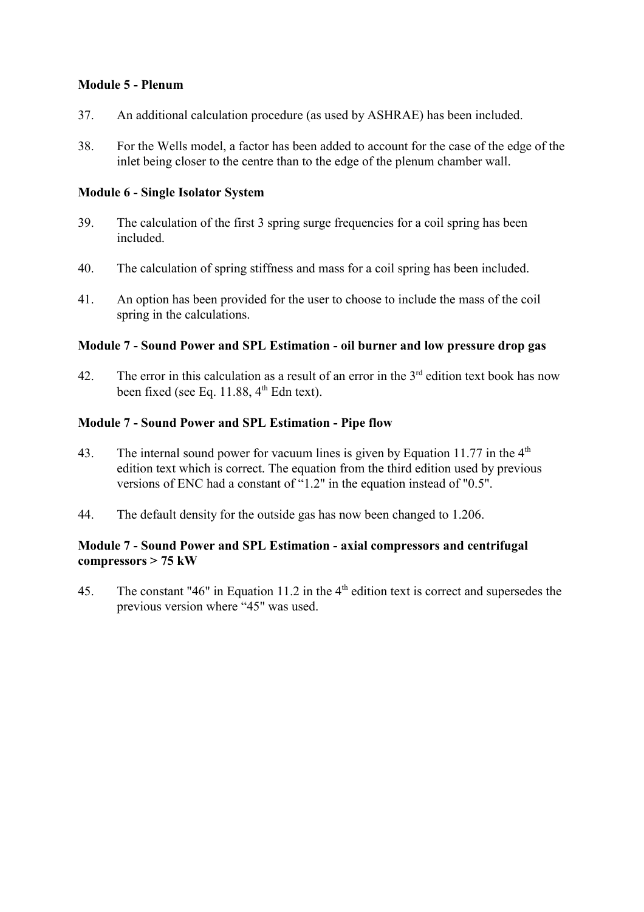**Module 5 - Plenum**

37. An additional calculation procedure (as used by ASHRAE) has been included.

38. For the Wells model, a factor has been added to account for the case of the edge of the inlet being closer to the centre than to the edge of the plenum chamber wall.

**Module 6 - Single Isolator System**

39. The calculation of the first 3 spring surge frequencies for a coil spring has been included.

40. The calculation of spring stiffness and mass for a coil spring has been included.

41. An option has been provided for the user to choose to include the mass of the coil spring in the calculations.

**Module 7 - Sound Power and SPL Estimation - oil burner and low pressure drop gas**

42. The error in this calculation as a result of an error in the 3rd edition text book has now been fixed (see Eq. 11.88, 4th Edn text).

**Module 7 - Sound Power and SPL Estimation - Pipe flow**

43. The internal sound power for vacuum lines is given by Equation 11.77 in the 4th edition text which is correct. The equation from the third edition used by previous versions of ENC had a constant of "1.2" in the equation instead of "0.5".

44. The default density for the outside gas has now been changed to 1.206.

**Module 7 - Sound Power and SPL Estimation - axial compressors and centrifugal compressors > 75 kW**

45. The constant "46" in Equation 11.2 in the 4th edition text is correct and supersedes the previous version where "45" was used.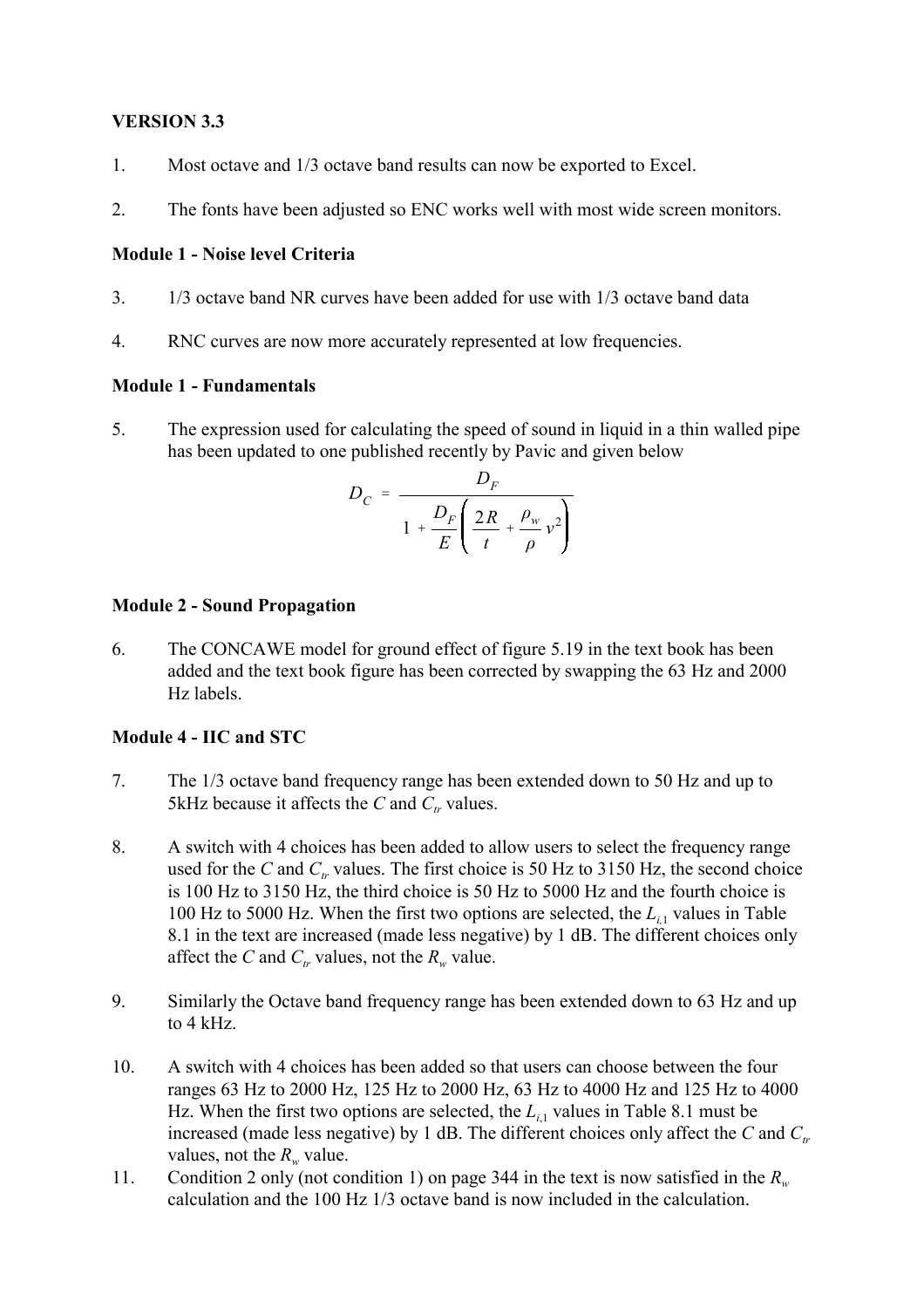**VERSION 3.3**

1. Most octave and 1/3 octave band results can now be exported to Excel.

2. The fonts have been adjusted so ENC works well with most wide screen monitors.

**Module 1 - Noise level Criteria**

3. 1/3 octave band NR curves have been added for use with 1/3 octave band data

4. RNC curves are now more accurately represented at low frequencies.

**Module 1 - Fundamentals**

5. The expression used for calculating the speed of sound in liquid in a thin walled pipe has been updated to one published recently by Pavic and given below

$$D_C = \frac{D_F}{1 + \dfrac{D_F}{E}\left(\dfrac{2R}{t} + \dfrac{\rho_w}{\rho}\nu^2\right)}$$

**Module 2 - Sound Propagation**

6. The CONCAWE model for ground effect of figure 5.19 in the text book has been added and the text book figure has been corrected by swapping the 63 Hz and 2000 Hz labels.

**Module 4 - IIC and STC**

7. The 1/3 octave band frequency range has been extended down to 50 Hz and up to 5kHz because it affects the $C$ and $C_{tr}$ values.

8. A switch with 4 choices has been added to allow users to select the frequency range used for the $C$ and $C_{tr}$ values. The first choice is 50 Hz to 3150 Hz, the second choice is 100 Hz to 3150 Hz, the third choice is 50 Hz to 5000 Hz and the fourth choice is 100 Hz to 5000 Hz. When the first two options are selected, the $L_{i,1}$ values in Table 8.1 in the text are increased (made less negative) by 1 dB. The different choices only affect the $C$ and $C_{tr}$ values, not the $R_w$ value.

9. Similarly the Octave band frequency range has been extended down to 63 Hz and up to 4 kHz.

10. A switch with 4 choices has been added so that users can choose between the four ranges 63 Hz to 2000 Hz, 125 Hz to 2000 Hz, 63 Hz to 4000 Hz and 125 Hz to 4000 Hz. When the first two options are selected, the $L_{i,1}$ values in Table 8.1 must be increased (made less negative) by 1 dB. The different choices only affect the $C$ and $C_{tr}$ values, not the $R_w$ value.

11. Condition 2 only (not condition 1) on page 344 in the text is now satisfied in the $R_w$ calculation and the 100 Hz 1/3 octave band is now included in the calculation.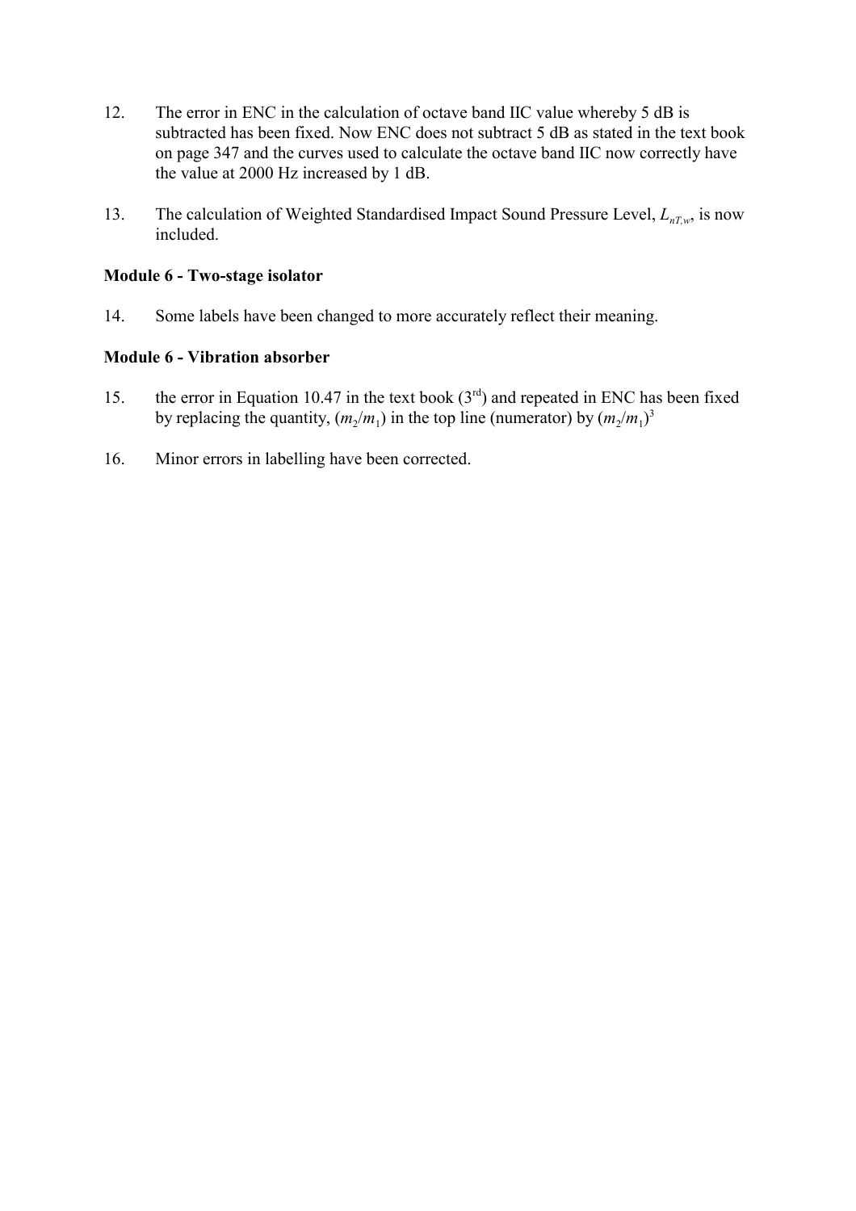12. The error in ENC in the calculation of octave band IIC value whereby 5 dB is subtracted has been fixed. Now ENC does not subtract 5 dB as stated in the text book on page 347 and the curves used to calculate the octave band IIC now correctly have the value at 2000 Hz increased by 1 dB.

13. The calculation of Weighted Standardised Impact Sound Pressure Level, $L_{nT,w}$, is now included.

**Module 6 - Two-stage isolator**

14. Some labels have been changed to more accurately reflect their meaning.

**Module 6 - Vibration absorber**

15. the error in Equation 10.47 in the text book (3rd) and repeated in ENC has been fixed by replacing the quantity, $(m_2/m_1)$ in the top line (numerator) by $(m_2/m_1)^3$

16. Minor errors in labelling have been corrected.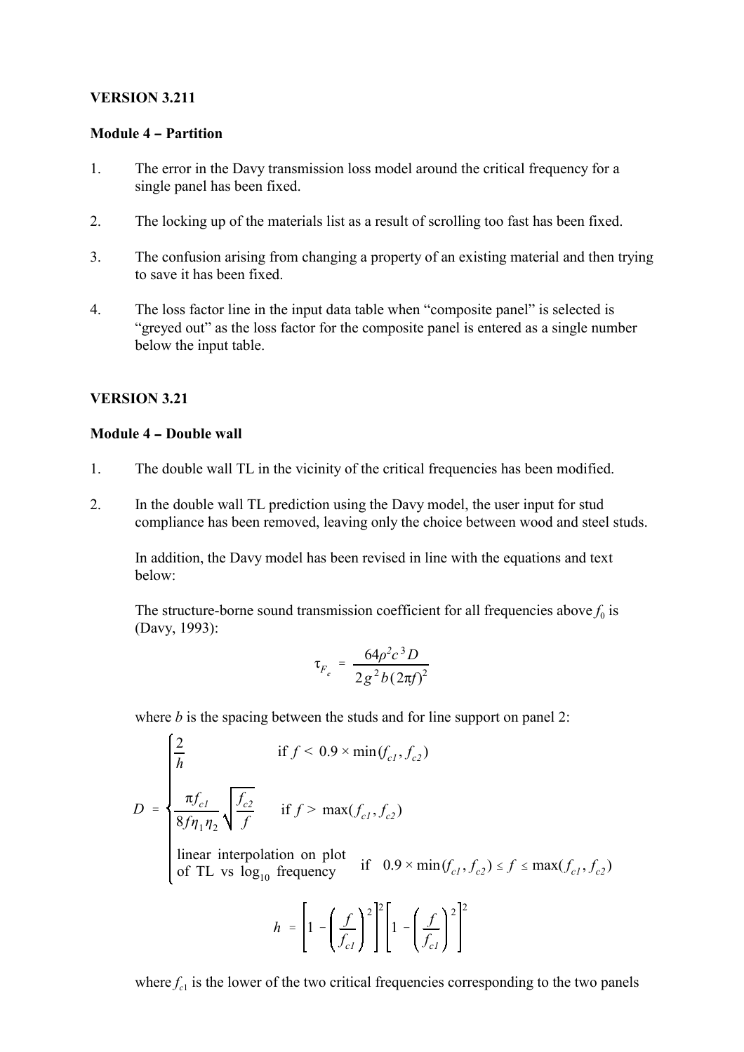**VERSION 3.211**

**Module 4 – Partition**

1. The error in the Davy transmission loss model around the critical frequency for a single panel has been fixed.

2. The locking up of the materials list as a result of scrolling too fast has been fixed.

3. The confusion arising from changing a property of an existing material and then trying to save it has been fixed.

4. The loss factor line in the input data table when "composite panel" is selected is "greyed out" as the loss factor for the composite panel is entered as a single number below the input table.

**VERSION 3.21**

**Module 4 – Double wall**

1. The double wall TL in the vicinity of the critical frequencies has been modified.

2. In the double wall TL prediction using the Davy model, the user input for stud compliance has been removed, leaving only the choice between wood and steel studs.

   In addition, the Davy model has been revised in line with the equations and text below:

   The structure-borne sound transmission coefficient for all frequencies above $f_0$ is (Davy, 1993):

$$\tau_{F_c} = \frac{64\rho^2 c^3 D}{2g^2 b(2\pi f)^2}$$

   where $b$ is the spacing between the studs and for line support on panel 2:

$$D = \begin{cases} \dfrac{2}{h} & \text{if } f < 0.9 \times \min(f_{c1}, f_{c2}) \\[2ex] \dfrac{\pi f_{c1}}{8 f \eta_1 \eta_2} \sqrt{\dfrac{f_{c2}}{f}} & \text{if } f > \max(f_{c1}, f_{c2}) \\[2ex] \text{linear interpolation on plot of TL vs } \log_{10} \text{ frequency} & \text{if } \ 0.9 \times \min(f_{c1}, f_{c2}) \le f \le \max(f_{c1}, f_{c2}) \end{cases}$$

$$h = \left[1 - \left(\frac{f}{f_{c1}}\right)^2\right]^2 \left[1 - \left(\frac{f}{f_{c1}}\right)^2\right]^2$$

   where $f_{c1}$ is the lower of the two critical frequencies corresponding to the two panels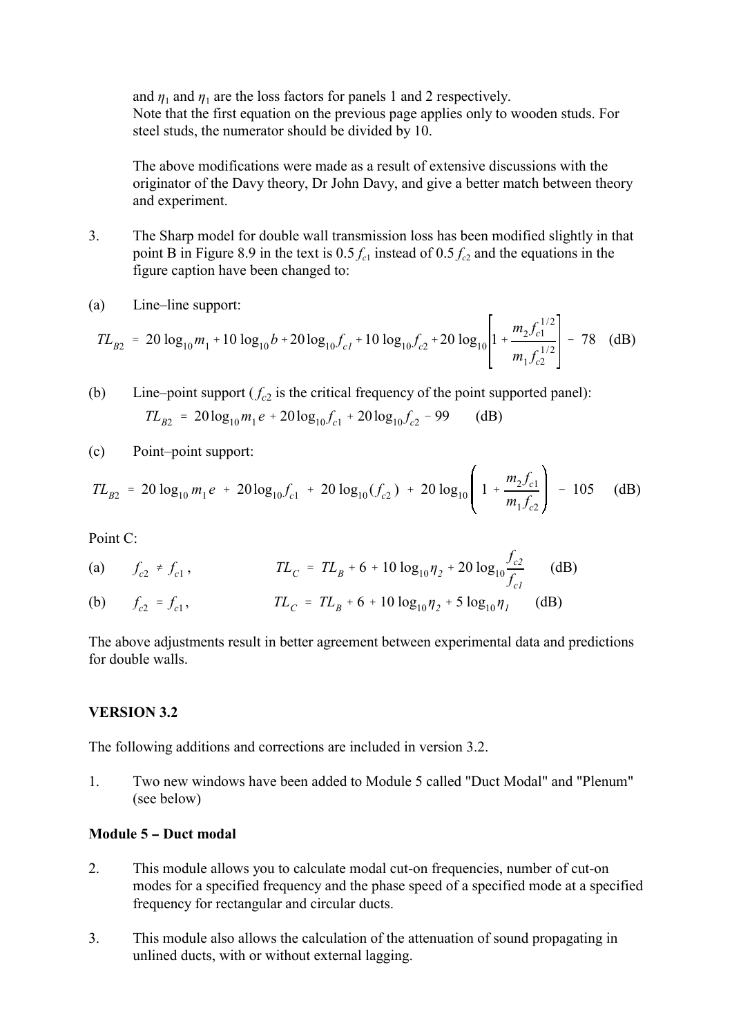and $\eta_1$ and $\eta_1$ are the loss factors for panels 1 and 2 respectively.
Note that the first equation on the previous page applies only to wooden studs. For steel studs, the numerator should be divided by 10.

The above modifications were made as a result of extensive discussions with the originator of the Davy theory, Dr John Davy, and give a better match between theory and experiment.

3. The Sharp model for double wall transmission loss has been modified slightly in that point B in Figure 8.9 in the text is $0.5 f_{c1}$ instead of $0.5 f_{c2}$ and the equations in the figure caption have been changed to:

(a) Line–line support:

$$TL_{B2} = 20 \log_{10} m_1 + 10 \log_{10} b + 20 \log_{10} f_{c1} + 10 \log_{10} f_{c2} + 20 \log_{10} \left[ 1 + \frac{m_2 f_{c1}^{1/2}}{m_1 f_{c2}^{1/2}} \right] - 78 \quad \text{(dB)}$$

(b) Line–point support ($f_{c2}$ is the critical frequency of the point supported panel):

$$TL_{B2} = 20 \log_{10} m_1 e + 20 \log_{10} f_{c1} + 20 \log_{10} f_{c2} - 99 \quad \text{(dB)}$$

(c) Point–point support:

$$TL_{B2} = 20 \log_{10} m_1 e + 20 \log_{10} f_{c1} + 20 \log_{10} (f_{c2}) + 20 \log_{10} \left( 1 + \frac{m_2 f_{c1}}{m_1 f_{c2}} \right) - 105 \quad \text{(dB)}$$

Point C:

(a) $f_{c2} \neq f_{c1}$, $\quad TL_C = TL_B + 6 + 10 \log_{10} \eta_2 + 20 \log_{10} \dfrac{f_{c2}}{f_{c1}} \quad$ (dB)

(b) $f_{c2} = f_{c1}$, $\quad TL_C = TL_B + 6 + 10 \log_{10} \eta_2 + 5 \log_{10} \eta_1 \quad$ (dB)

The above adjustments result in better agreement between experimental data and predictions for double walls.

**VERSION 3.2**

The following additions and corrections are included in version 3.2.

1. Two new windows have been added to Module 5 called "Duct Modal" and "Plenum" (see below)

**Module 5 – Duct modal**

2. This module allows you to calculate modal cut-on frequencies, number of cut-on modes for a specified frequency and the phase speed of a specified mode at a specified frequency for rectangular and circular ducts.

3. This module also allows the calculation of the attenuation of sound propagating in unlined ducts, with or without external lagging.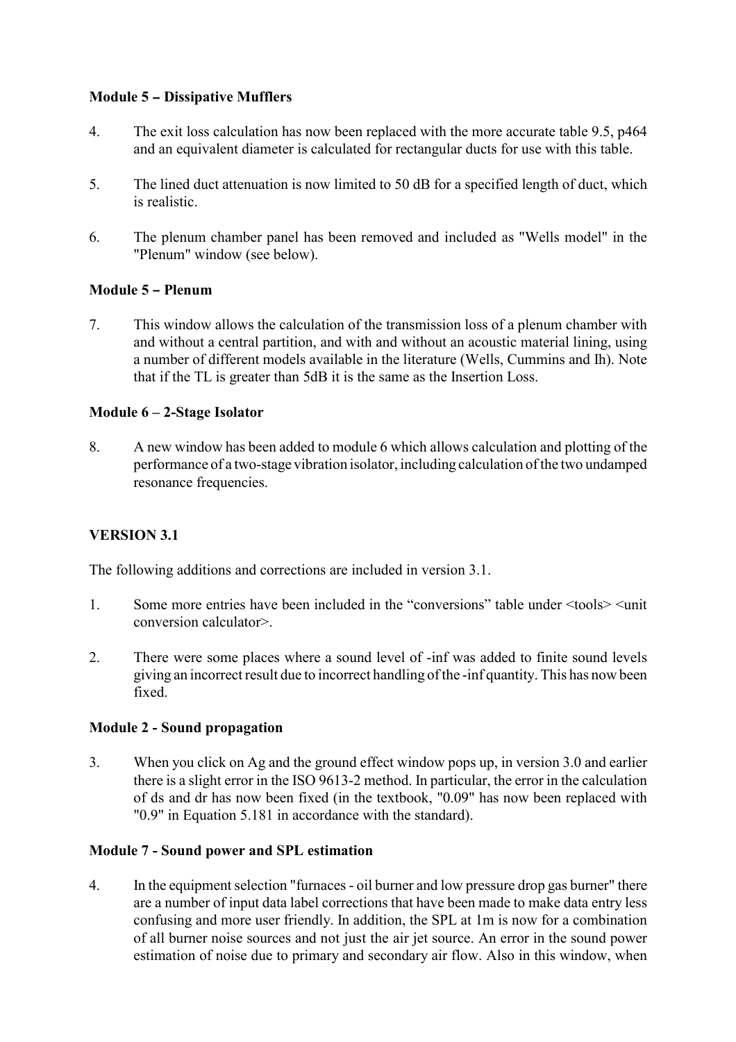**Module 5 – Dissipative Mufflers**

4. The exit loss calculation has now been replaced with the more accurate table 9.5, p464 and an equivalent diameter is calculated for rectangular ducts for use with this table.

5. The lined duct attenuation is now limited to 50 dB for a specified length of duct, which is realistic.

6. The plenum chamber panel has been removed and included as "Wells model" in the "Plenum" window (see below).

**Module 5 – Plenum**

7. This window allows the calculation of the transmission loss of a plenum chamber with and without a central partition, and with and without an acoustic material lining, using a number of different models available in the literature (Wells, Cummins and Ih). Note that if the TL is greater than 5dB it is the same as the Insertion Loss.

**Module 6 – 2-Stage Isolator**

8. A new window has been added to module 6 which allows calculation and plotting of the performance of a two-stage vibration isolator, including calculation of the two undamped resonance frequencies.

**VERSION 3.1**

The following additions and corrections are included in version 3.1.

1. Some more entries have been included in the "conversions" table under <tools> <unit conversion calculator>.

2. There were some places where a sound level of -inf was added to finite sound levels giving an incorrect result due to incorrect handling of the -inf quantity. This has now been fixed.

**Module 2 - Sound propagation**

3. When you click on Ag and the ground effect window pops up, in version 3.0 and earlier there is a slight error in the ISO 9613-2 method. In particular, the error in the calculation of ds and dr has now been fixed (in the textbook, "0.09" has now been replaced with "0.9" in Equation 5.181 in accordance with the standard).

**Module 7 - Sound power and SPL estimation**

4. In the equipment selection "furnaces - oil burner and low pressure drop gas burner" there are a number of input data label corrections that have been made to make data entry less confusing and more user friendly. In addition, the SPL at 1m is now for a combination of all burner noise sources and not just the air jet source. An error in the sound power estimation of noise due to primary and secondary air flow. Also in this window, when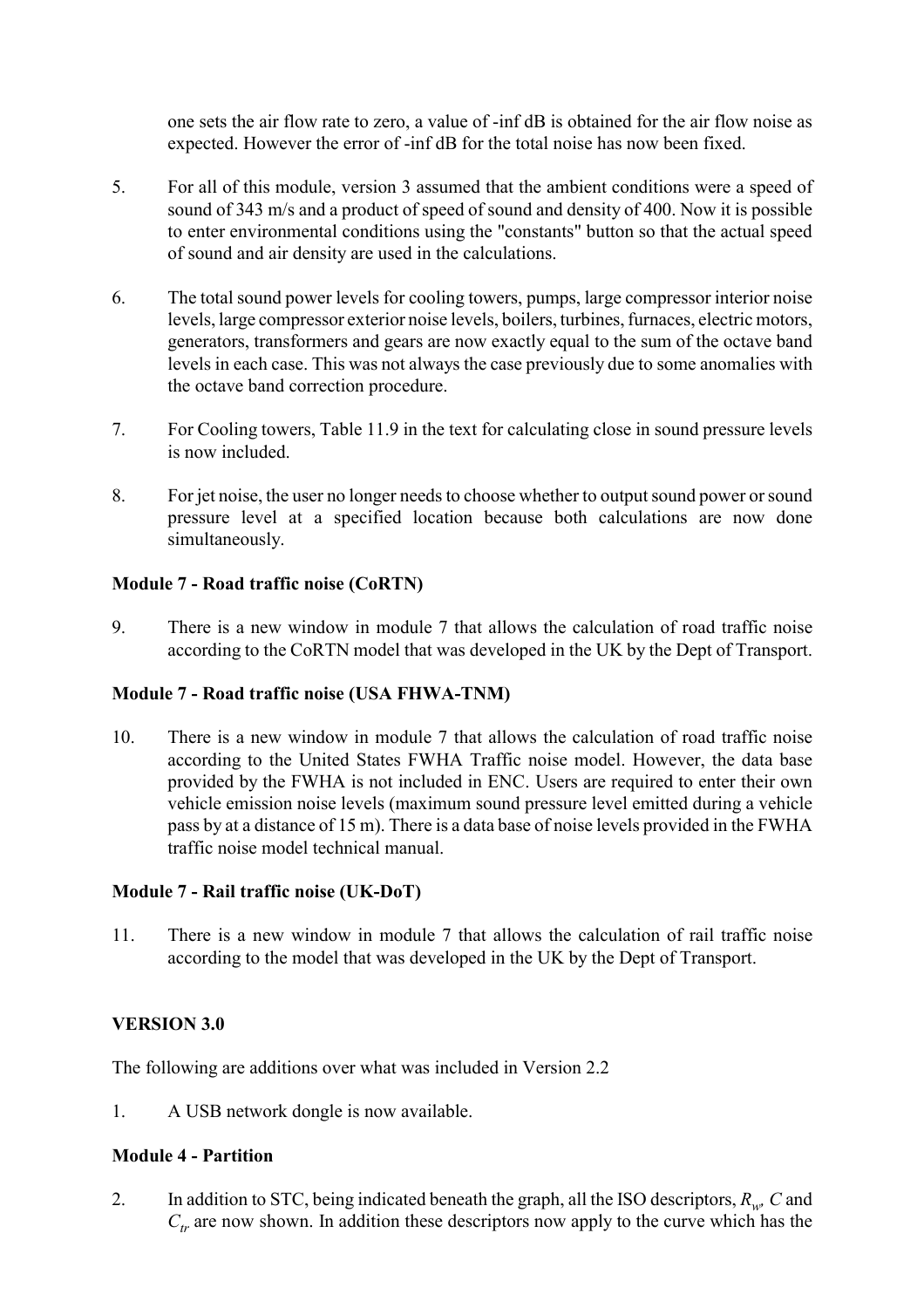one sets the air flow rate to zero, a value of -inf dB is obtained for the air flow noise as expected. However the error of -inf dB for the total noise has now been fixed.

5. For all of this module, version 3 assumed that the ambient conditions were a speed of sound of 343 m/s and a product of speed of sound and density of 400. Now it is possible to enter environmental conditions using the "constants" button so that the actual speed of sound and air density are used in the calculations.

6. The total sound power levels for cooling towers, pumps, large compressor interior noise levels, large compressor exterior noise levels, boilers, turbines, furnaces, electric motors, generators, transformers and gears are now exactly equal to the sum of the octave band levels in each case. This was not always the case previously due to some anomalies with the octave band correction procedure.

7. For Cooling towers, Table 11.9 in the text for calculating close in sound pressure levels is now included.

8. For jet noise, the user no longer needs to choose whether to output sound power or sound pressure level at a specified location because both calculations are now done simultaneously.

**Module 7 - Road traffic noise (CoRTN)**

9. There is a new window in module 7 that allows the calculation of road traffic noise according to the CoRTN model that was developed in the UK by the Dept of Transport.

**Module 7 - Road traffic noise (USA FHWA-TNM)**

10. There is a new window in module 7 that allows the calculation of road traffic noise according to the United States FWHA Traffic noise model. However, the data base provided by the FWHA is not included in ENC. Users are required to enter their own vehicle emission noise levels (maximum sound pressure level emitted during a vehicle pass by at a distance of 15 m). There is a data base of noise levels provided in the FWHA traffic noise model technical manual.

**Module 7 - Rail traffic noise (UK-DoT)**

11. There is a new window in module 7 that allows the calculation of rail traffic noise according to the model that was developed in the UK by the Dept of Transport.

**VERSION 3.0**

The following are additions over what was included in Version 2.2

1. A USB network dongle is now available.

**Module 4 - Partition**

2. In addition to STC, being indicated beneath the graph, all the ISO descriptors, $R_w$, $C$ and $C_{tr}$ are now shown. In addition these descriptors now apply to the curve which has the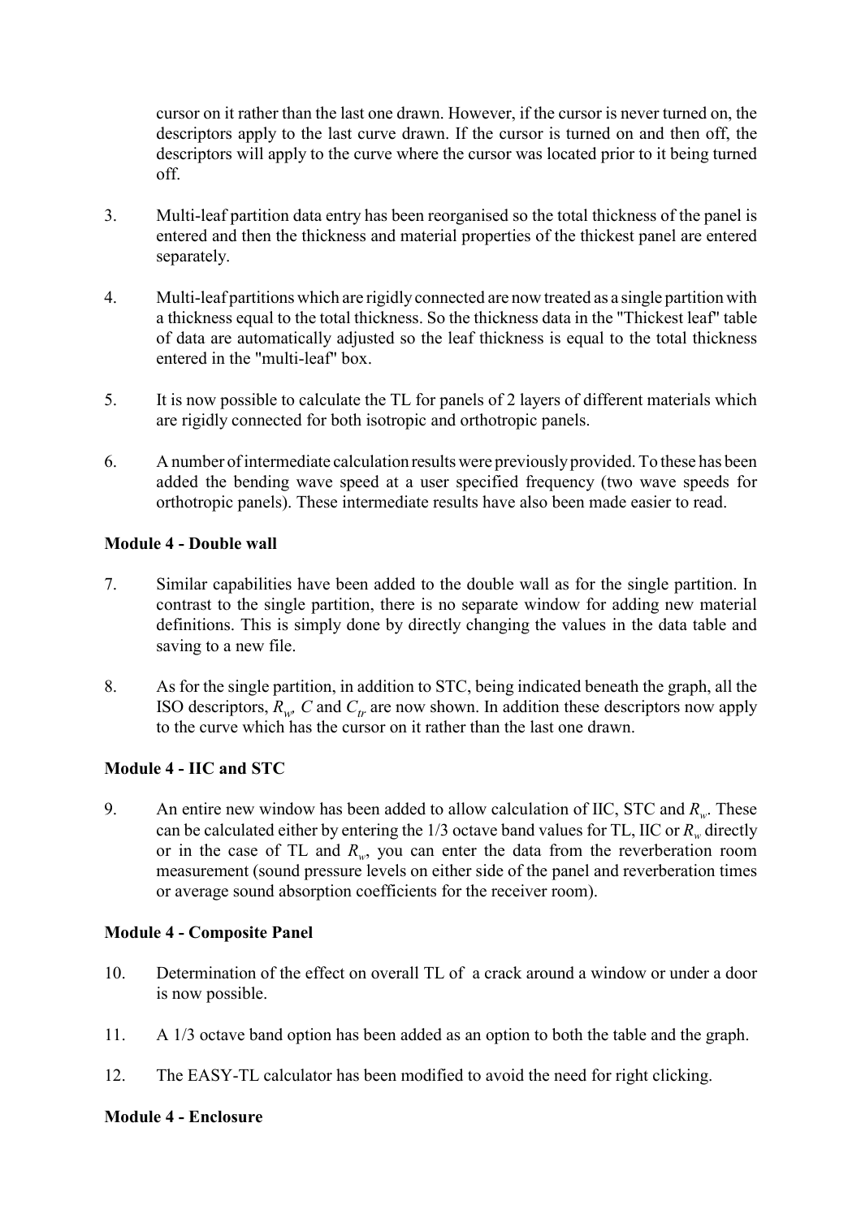cursor on it rather than the last one drawn. However, if the cursor is never turned on, the descriptors apply to the last curve drawn. If the cursor is turned on and then off, the descriptors will apply to the curve where the cursor was located prior to it being turned off.

3. Multi-leaf partition data entry has been reorganised so the total thickness of the panel is entered and then the thickness and material properties of the thickest panel are entered separately.

4. Multi-leaf partitions which are rigidly connected are now treated as a single partition with a thickness equal to the total thickness. So the thickness data in the "Thickest leaf" table of data are automatically adjusted so the leaf thickness is equal to the total thickness entered in the "multi-leaf" box.

5. It is now possible to calculate the TL for panels of 2 layers of different materials which are rigidly connected for both isotropic and orthotropic panels.

6. A number of intermediate calculation results were previously provided. To these has been added the bending wave speed at a user specified frequency (two wave speeds for orthotropic panels). These intermediate results have also been made easier to read.

**Module 4 - Double wall**

7. Similar capabilities have been added to the double wall as for the single partition. In contrast to the single partition, there is no separate window for adding new material definitions. This is simply done by directly changing the values in the data table and saving to a new file.

8. As for the single partition, in addition to STC, being indicated beneath the graph, all the ISO descriptors, $R_w$, $C$ and $C_{tr}$ are now shown. In addition these descriptors now apply to the curve which has the cursor on it rather than the last one drawn.

**Module 4 - IIC and STC**

9. An entire new window has been added to allow calculation of IIC, STC and $R_w$. These can be calculated either by entering the 1/3 octave band values for TL, IIC or $R_w$ directly or in the case of TL and $R_w$, you can enter the data from the reverberation room measurement (sound pressure levels on either side of the panel and reverberation times or average sound absorption coefficients for the receiver room).

**Module 4 - Composite Panel**

10. Determination of the effect on overall TL of a crack around a window or under a door is now possible.

11. A 1/3 octave band option has been added as an option to both the table and the graph.

12. The EASY-TL calculator has been modified to avoid the need for right clicking.

**Module 4 - Enclosure**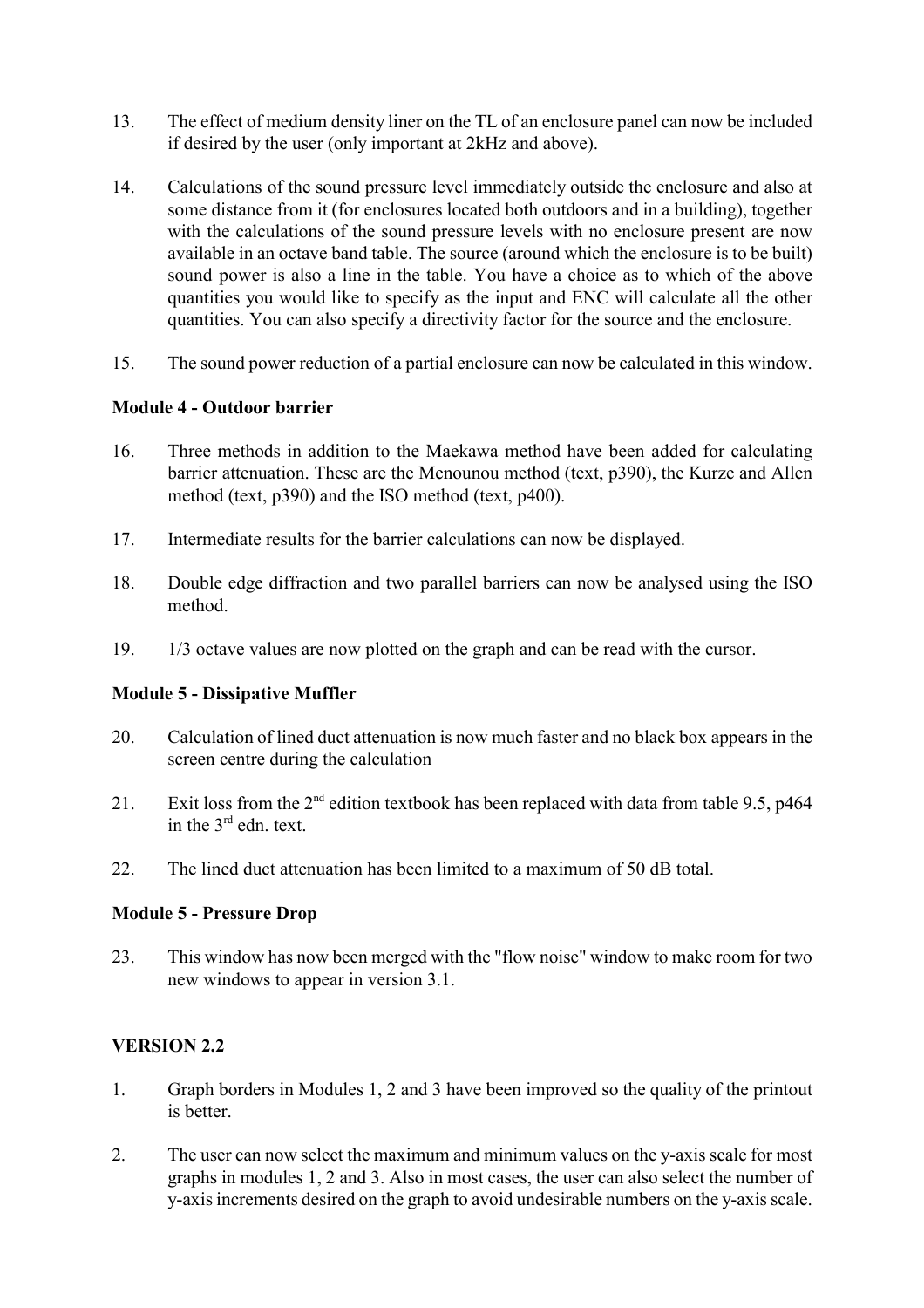13. The effect of medium density liner on the TL of an enclosure panel can now be included if desired by the user (only important at 2kHz and above).

14. Calculations of the sound pressure level immediately outside the enclosure and also at some distance from it (for enclosures located both outdoors and in a building), together with the calculations of the sound pressure levels with no enclosure present are now available in an octave band table. The source (around which the enclosure is to be built) sound power is also a line in the table. You have a choice as to which of the above quantities you would like to specify as the input and ENC will calculate all the other quantities. You can also specify a directivity factor for the source and the enclosure.

15. The sound power reduction of a partial enclosure can now be calculated in this window.

**Module 4 - Outdoor barrier**

16. Three methods in addition to the Maekawa method have been added for calculating barrier attenuation. These are the Menounou method (text, p390), the Kurze and Allen method (text, p390) and the ISO method (text, p400).

17. Intermediate results for the barrier calculations can now be displayed.

18. Double edge diffraction and two parallel barriers can now be analysed using the ISO method.

19. 1/3 octave values are now plotted on the graph and can be read with the cursor.

**Module 5 - Dissipative Muffler**

20. Calculation of lined duct attenuation is now much faster and no black box appears in the screen centre during the calculation

21. Exit loss from the 2nd edition textbook has been replaced with data from table 9.5, p464 in the 3rd edn. text.

22. The lined duct attenuation has been limited to a maximum of 50 dB total.

**Module 5 - Pressure Drop**

23. This window has now been merged with the "flow noise" window to make room for two new windows to appear in version 3.1.

**VERSION 2.2**

1. Graph borders in Modules 1, 2 and 3 have been improved so the quality of the printout is better.

2. The user can now select the maximum and minimum values on the y-axis scale for most graphs in modules 1, 2 and 3. Also in most cases, the user can also select the number of y-axis increments desired on the graph to avoid undesirable numbers on the y-axis scale.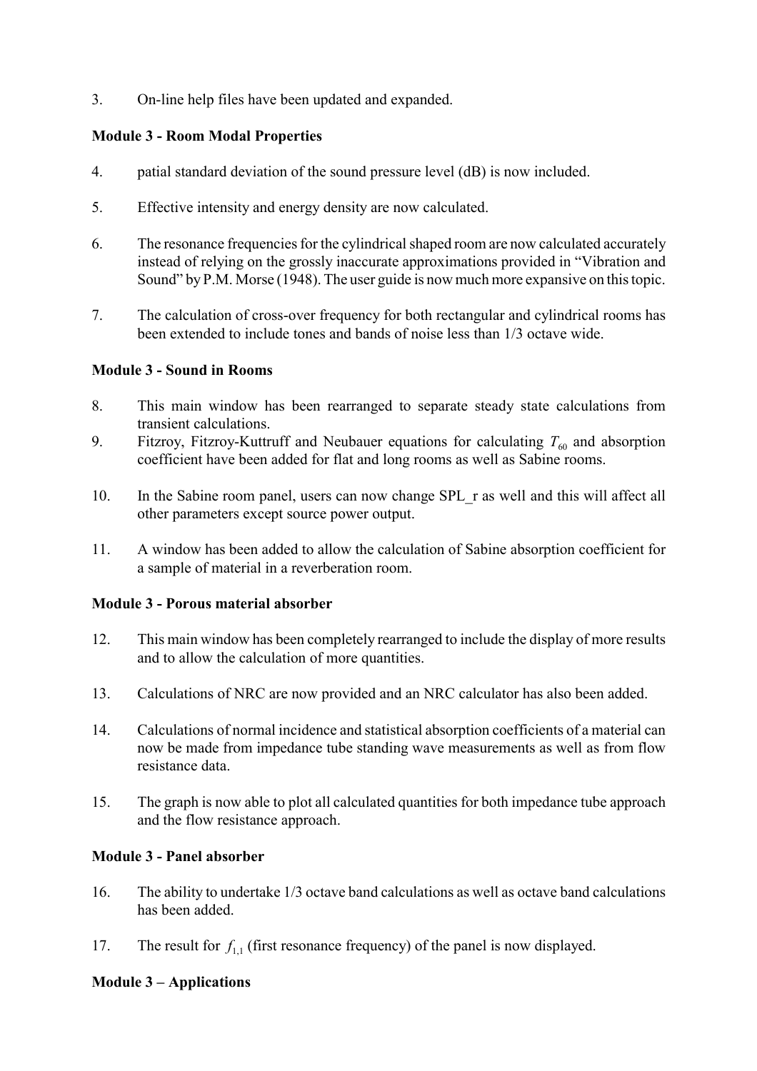3. On-line help files have been updated and expanded.

**Module 3 - Room Modal Properties**

4. patial standard deviation of the sound pressure level (dB) is now included.

5. Effective intensity and energy density are now calculated.

6. The resonance frequencies for the cylindrical shaped room are now calculated accurately instead of relying on the grossly inaccurate approximations provided in "Vibration and Sound" by P.M. Morse (1948). The user guide is now much more expansive on this topic.

7. The calculation of cross-over frequency for both rectangular and cylindrical rooms has been extended to include tones and bands of noise less than 1/3 octave wide.

**Module 3 - Sound in Rooms**

8. This main window has been rearranged to separate steady state calculations from transient calculations.
9. Fitzroy, Fitzroy-Kuttruff and Neubauer equations for calculating $T_{60}$ and absorption coefficient have been added for flat and long rooms as well as Sabine rooms.

10. In the Sabine room panel, users can now change SPL_r as well and this will affect all other parameters except source power output.

11. A window has been added to allow the calculation of Sabine absorption coefficient for a sample of material in a reverberation room.

**Module 3 - Porous material absorber**

12. This main window has been completely rearranged to include the display of more results and to allow the calculation of more quantities.

13. Calculations of NRC are now provided and an NRC calculator has also been added.

14. Calculations of normal incidence and statistical absorption coefficients of a material can now be made from impedance tube standing wave measurements as well as from flow resistance data.

15. The graph is now able to plot all calculated quantities for both impedance tube approach and the flow resistance approach.

**Module 3 - Panel absorber**

16. The ability to undertake 1/3 octave band calculations as well as octave band calculations has been added.

17. The result for $f_{1,1}$ (first resonance frequency) of the panel is now displayed.

**Module 3 – Applications**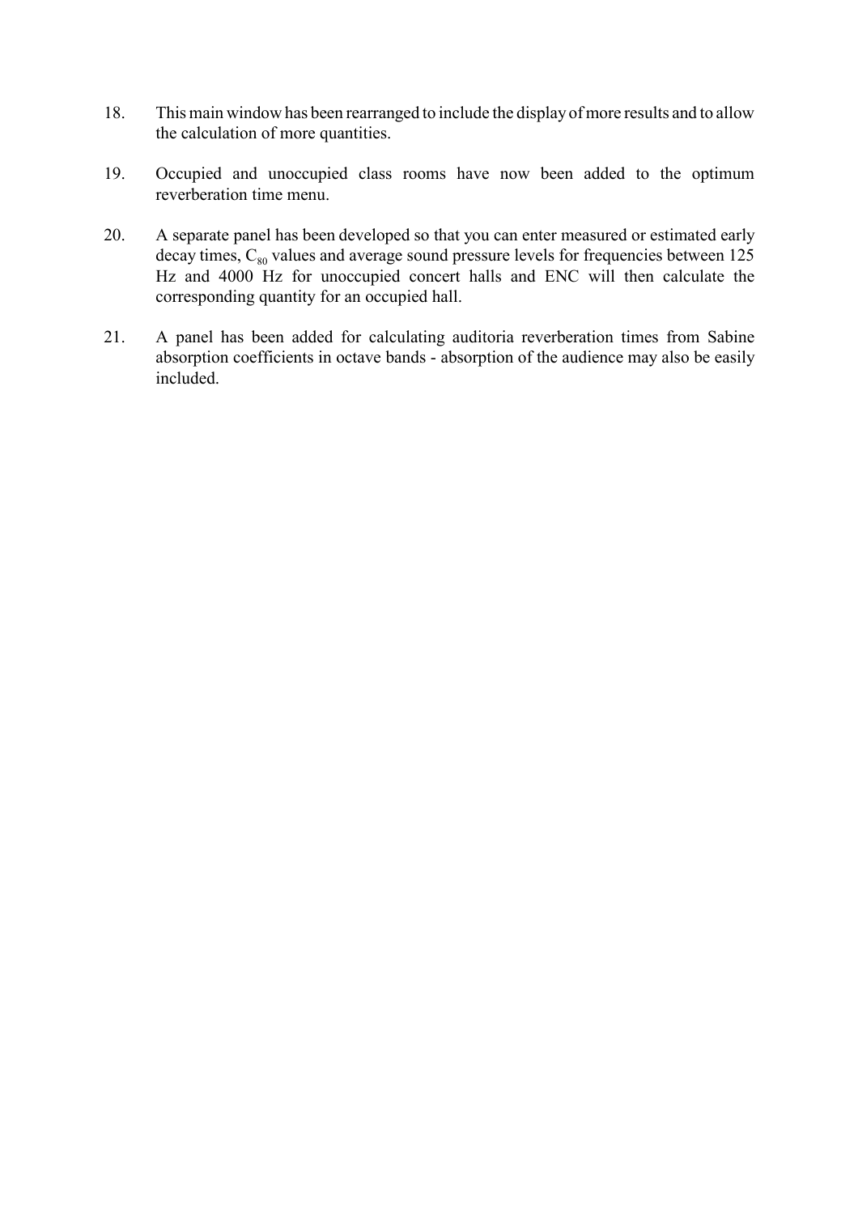18. This main window has been rearranged to include the display of more results and to allow the calculation of more quantities.

19. Occupied and unoccupied class rooms have now been added to the optimum reverberation time menu.

20. A separate panel has been developed so that you can enter measured or estimated early decay times, $C_{80}$ values and average sound pressure levels for frequencies between 125 Hz and 4000 Hz for unoccupied concert halls and ENC will then calculate the corresponding quantity for an occupied hall.

21. A panel has been added for calculating auditoria reverberation times from Sabine absorption coefficients in octave bands - absorption of the audience may also be easily included.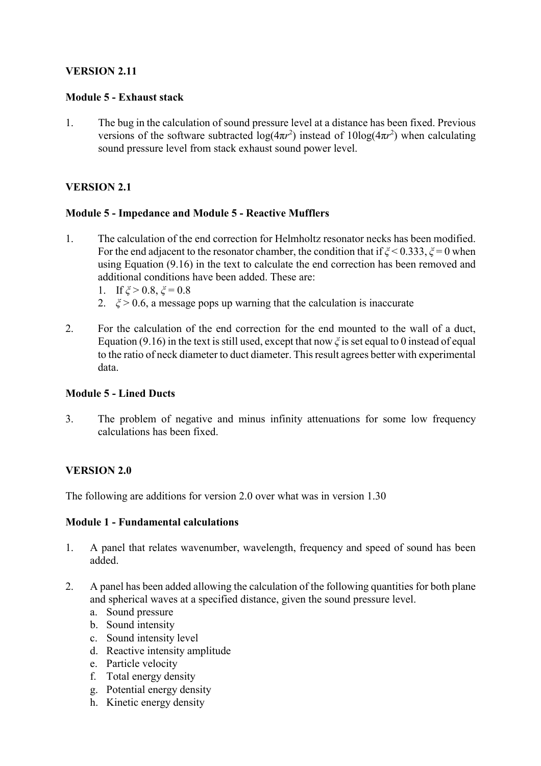**VERSION 2.11**

**Module 5 - Exhaust stack**

1. The bug in the calculation of sound pressure level at a distance has been fixed. Previous versions of the software subtracted $\log(4\pi r^2)$ instead of $10\log(4\pi r^2)$ when calculating sound pressure level from stack exhaust sound power level.

**VERSION 2.1**

**Module 5 - Impedance and Module 5 - Reactive Mufflers**

1. The calculation of the end correction for Helmholtz resonator necks has been modified. For the end adjacent to the resonator chamber, the condition that if $\xi < 0.333$, $\xi = 0$ when using Equation (9.16) in the text to calculate the end correction has been removed and additional conditions have been added. These are:
   1. If $\xi > 0.8$, $\xi = 0.8$
   2. $\xi > 0.6$, a message pops up warning that the calculation is inaccurate

2. For the calculation of the end correction for the end mounted to the wall of a duct, Equation (9.16) in the text is still used, except that now $\xi$ is set equal to 0 instead of equal to the ratio of neck diameter to duct diameter. This result agrees better with experimental data.

**Module 5 - Lined Ducts**

3. The problem of negative and minus infinity attenuations for some low frequency calculations has been fixed.

**VERSION 2.0**

The following are additions for version 2.0 over what was in version 1.30

**Module 1 - Fundamental calculations**

1. A panel that relates wavenumber, wavelength, frequency and speed of sound has been added.

2. A panel has been added allowing the calculation of the following quantities for both plane and spherical waves at a specified distance, given the sound pressure level.
   a. Sound pressure
   b. Sound intensity
   c. Sound intensity level
   d. Reactive intensity amplitude
   e. Particle velocity
   f. Total energy density
   g. Potential energy density
   h. Kinetic energy density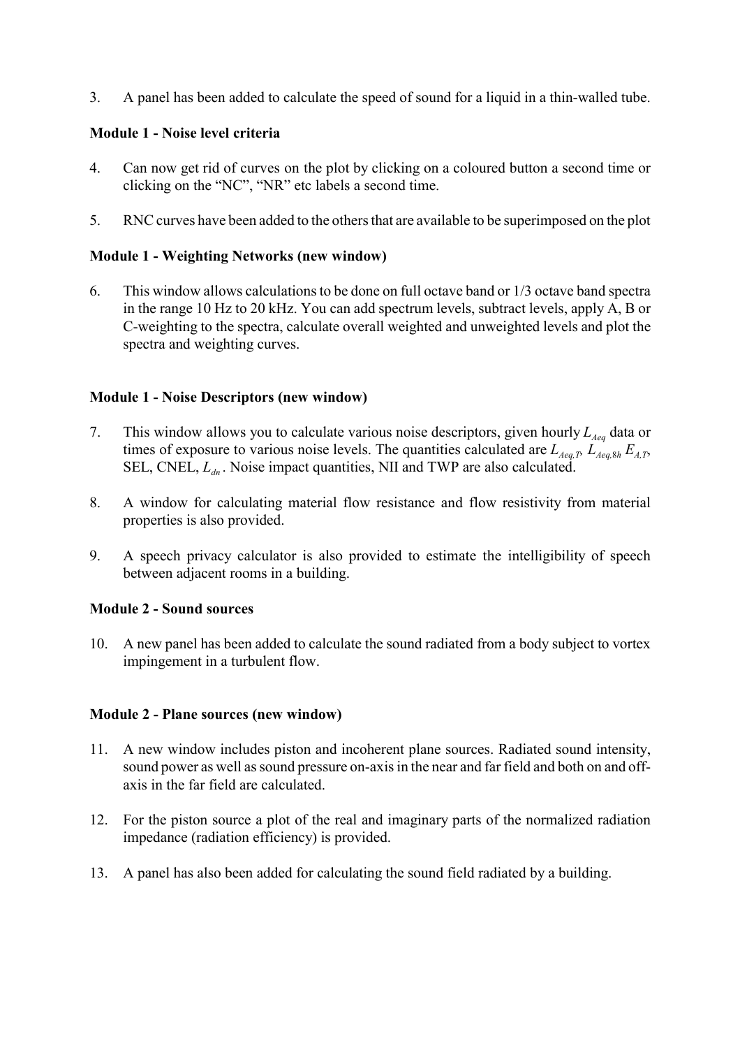3. A panel has been added to calculate the speed of sound for a liquid in a thin-walled tube.

**Module 1 - Noise level criteria**

4. Can now get rid of curves on the plot by clicking on a coloured button a second time or clicking on the "NC", "NR" etc labels a second time.

5. RNC curves have been added to the others that are available to be superimposed on the plot

**Module 1 - Weighting Networks (new window)**

6. This window allows calculations to be done on full octave band or 1/3 octave band spectra in the range 10 Hz to 20 kHz. You can add spectrum levels, subtract levels, apply A, B or C-weighting to the spectra, calculate overall weighted and unweighted levels and plot the spectra and weighting curves.

**Module 1 - Noise Descriptors (new window)**

7. This window allows you to calculate various noise descriptors, given hourly $L_{Aeq}$ data or times of exposure to various noise levels. The quantities calculated are $L_{Aeq,T}$, $L_{Aeq,8h}$ $E_{A,T}$, SEL, CNEL, $L_{dn}$. Noise impact quantities, NII and TWP are also calculated.

8. A window for calculating material flow resistance and flow resistivity from material properties is also provided.

9. A speech privacy calculator is also provided to estimate the intelligibility of speech between adjacent rooms in a building.

**Module 2 - Sound sources**

10. A new panel has been added to calculate the sound radiated from a body subject to vortex impingement in a turbulent flow.

**Module 2 - Plane sources (new window)**

11. A new window includes piston and incoherent plane sources. Radiated sound intensity, sound power as well as sound pressure on-axis in the near and far field and both on and off-axis in the far field are calculated.

12. For the piston source a plot of the real and imaginary parts of the normalized radiation impedance (radiation efficiency) is provided.

13. A panel has also been added for calculating the sound field radiated by a building.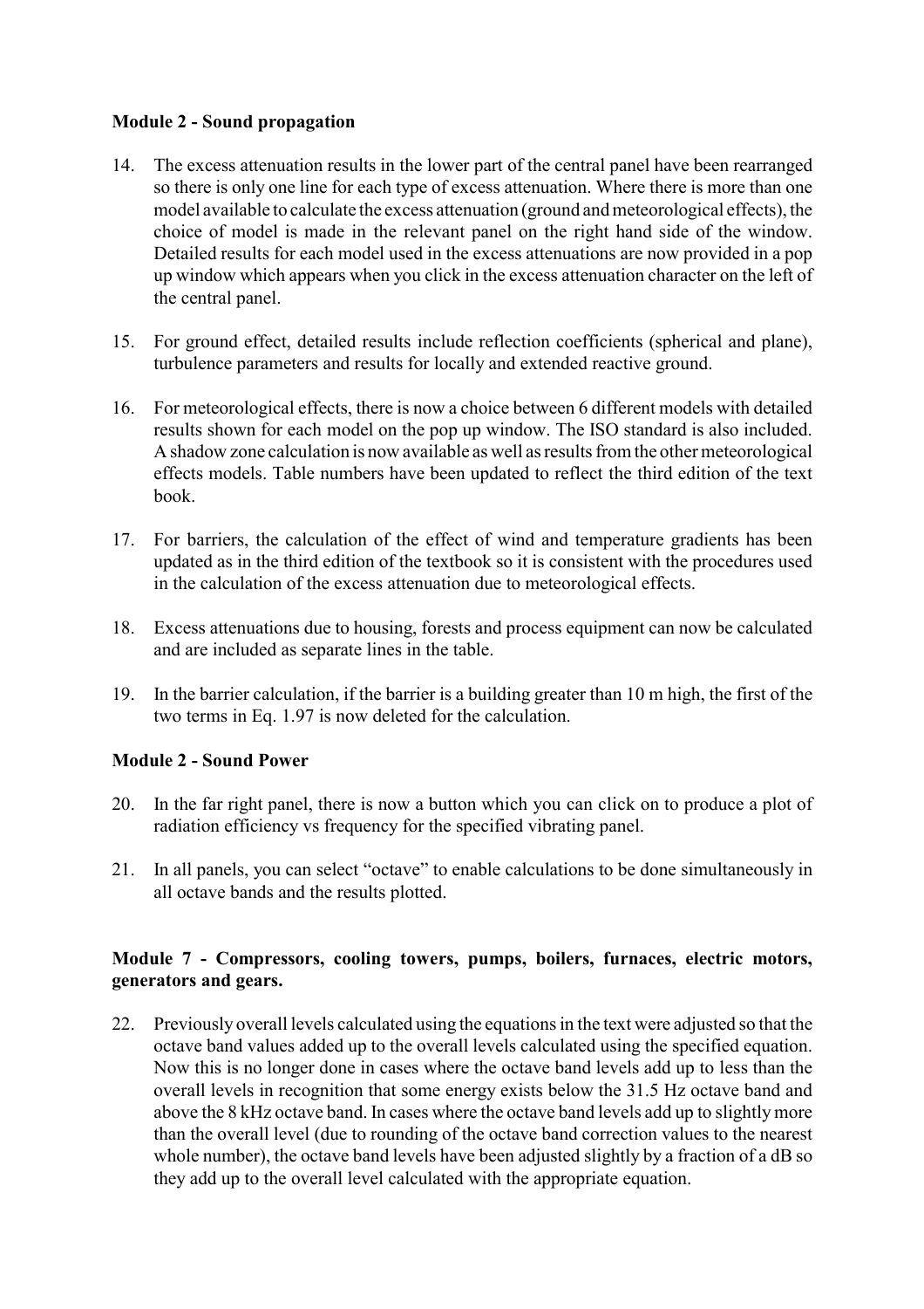**Module 2 - Sound propagation**

14. The excess attenuation results in the lower part of the central panel have been rearranged so there is only one line for each type of excess attenuation. Where there is more than one model available to calculate the excess attenuation (ground and meteorological effects), the choice of model is made in the relevant panel on the right hand side of the window. Detailed results for each model used in the excess attenuations are now provided in a pop up window which appears when you click in the excess attenuation character on the left of the central panel.

15. For ground effect, detailed results include reflection coefficients (spherical and plane), turbulence parameters and results for locally and extended reactive ground.

16. For meteorological effects, there is now a choice between 6 different models with detailed results shown for each model on the pop up window. The ISO standard is also included. A shadow zone calculation is now available as well as results from the other meteorological effects models. Table numbers have been updated to reflect the third edition of the text book.

17. For barriers, the calculation of the effect of wind and temperature gradients has been updated as in the third edition of the textbook so it is consistent with the procedures used in the calculation of the excess attenuation due to meteorological effects.

18. Excess attenuations due to housing, forests and process equipment can now be calculated and are included as separate lines in the table.

19. In the barrier calculation, if the barrier is a building greater than 10 m high, the first of the two terms in Eq. 1.97 is now deleted for the calculation.

**Module 2 - Sound Power**

20. In the far right panel, there is now a button which you can click on to produce a plot of radiation efficiency vs frequency for the specified vibrating panel.

21. In all panels, you can select "octave" to enable calculations to be done simultaneously in all octave bands and the results plotted.

**Module 7 - Compressors, cooling towers, pumps, boilers, furnaces, electric motors, generators and gears.**

22. Previously overall levels calculated using the equations in the text were adjusted so that the octave band values added up to the overall levels calculated using the specified equation. Now this is no longer done in cases where the octave band levels add up to less than the overall levels in recognition that some energy exists below the 31.5 Hz octave band and above the 8 kHz octave band. In cases where the octave band levels add up to slightly more than the overall level (due to rounding of the octave band correction values to the nearest whole number), the octave band levels have been adjusted slightly by a fraction of a dB so they add up to the overall level calculated with the appropriate equation.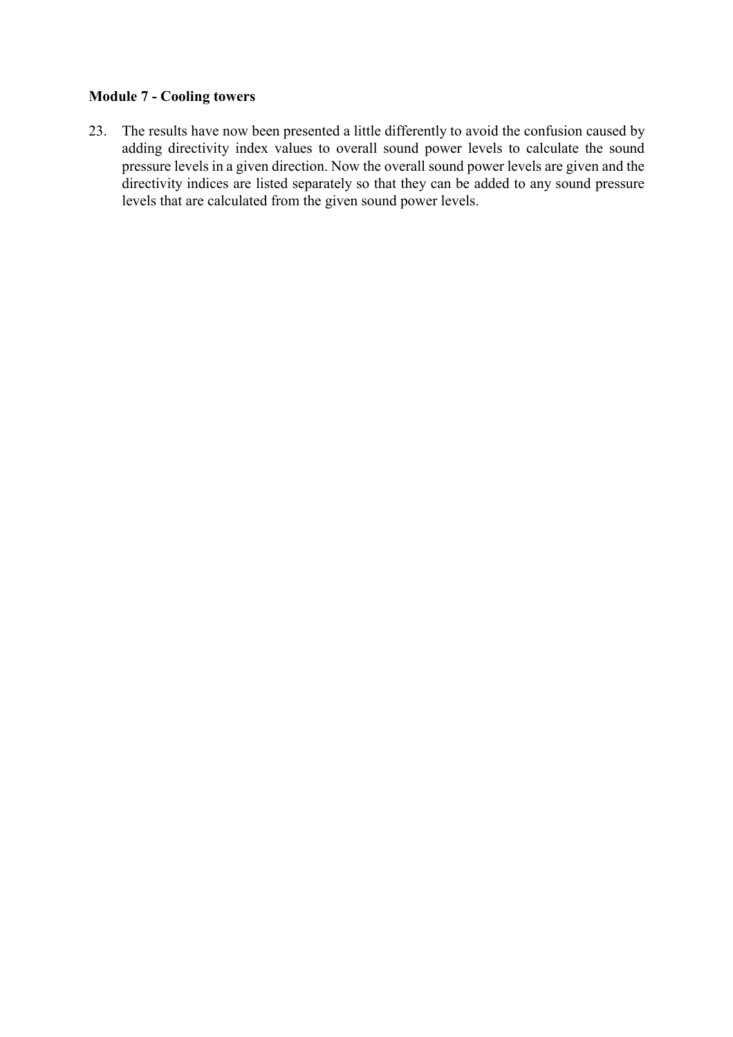**Module 7 - Cooling towers**

23. The results have now been presented a little differently to avoid the confusion caused by adding directivity index values to overall sound power levels to calculate the sound pressure levels in a given direction. Now the overall sound power levels are given and the directivity indices are listed separately so that they can be added to any sound pressure levels that are calculated from the given sound power levels.